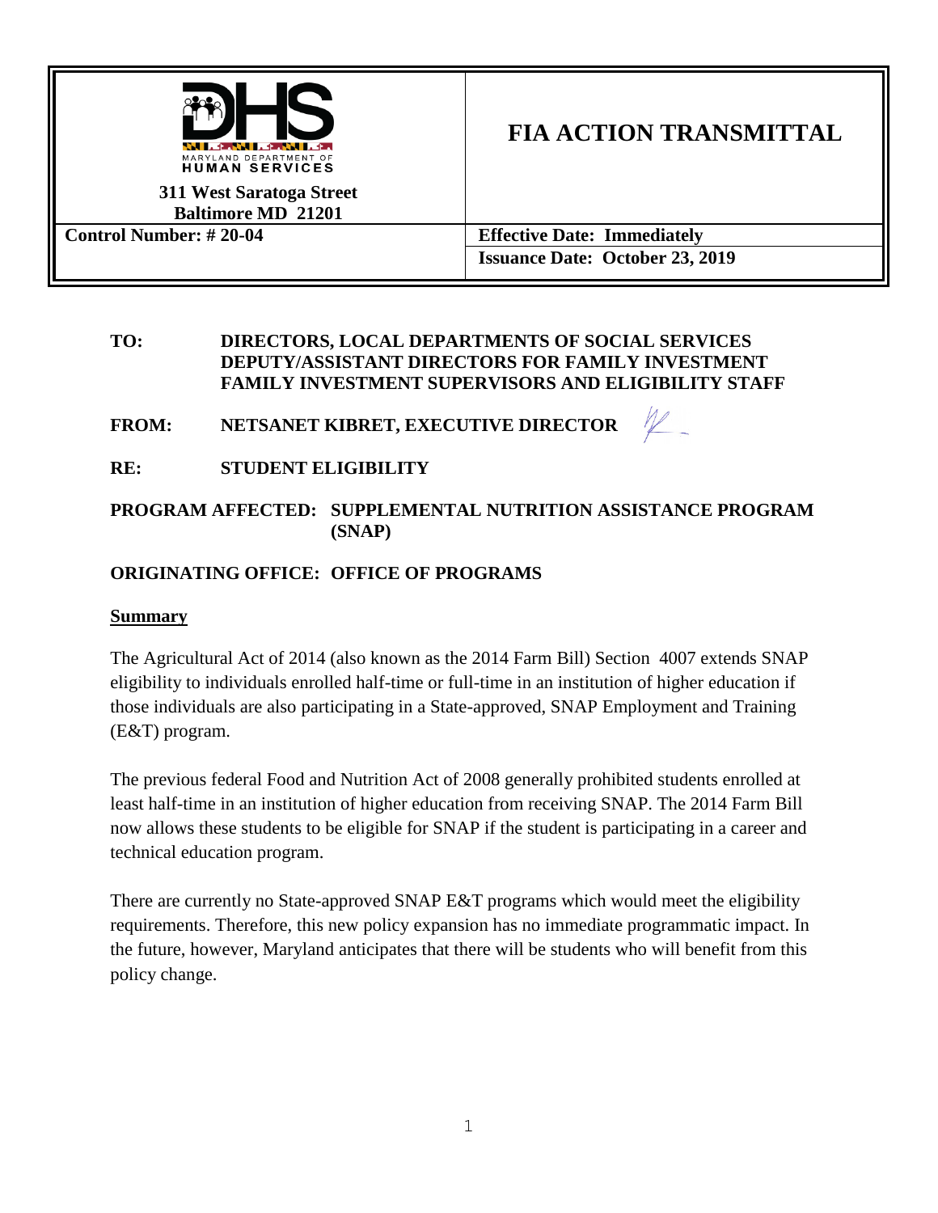| MARYLAND DEPARTMENT OF HUMAN SERVICES<br>311 West Saratoga Street<br>Baltimore MD 21201 | **FIA ACTION TRANSMITTAL** |
| --- | --- |
| **Control Number: # 20-04** | **Effective Date: Immediately**<br>**Issuance Date: October 23, 2019** |

**TO:** DIRECTORS, LOCAL DEPARTMENTS OF SOCIAL SERVICES
DEPUTY/ASSISTANT DIRECTORS FOR FAMILY INVESTMENT
FAMILY INVESTMENT SUPERVISORS AND ELIGIBILITY STAFF

**FROM:** NETSANET KIBRET, EXECUTIVE DIRECTOR

**RE:** STUDENT ELIGIBILITY

**PROGRAM AFFECTED:** SUPPLEMENTAL NUTRITION ASSISTANCE PROGRAM (SNAP)

**ORIGINATING OFFICE:** OFFICE OF PROGRAMS

## Summary

The Agricultural Act of 2014 (also known as the 2014 Farm Bill) Section 4007 extends SNAP eligibility to individuals enrolled half-time or full-time in an institution of higher education if those individuals are also participating in a State-approved, SNAP Employment and Training (E&T) program.

The previous federal Food and Nutrition Act of 2008 generally prohibited students enrolled at least half-time in an institution of higher education from receiving SNAP. The 2014 Farm Bill now allows these students to be eligible for SNAP if the student is participating in a career and technical education program.

There are currently no State-approved SNAP E&T programs which would meet the eligibility requirements. Therefore, this new policy expansion has no immediate programmatic impact. In the future, however, Maryland anticipates that there will be students who will benefit from this policy change.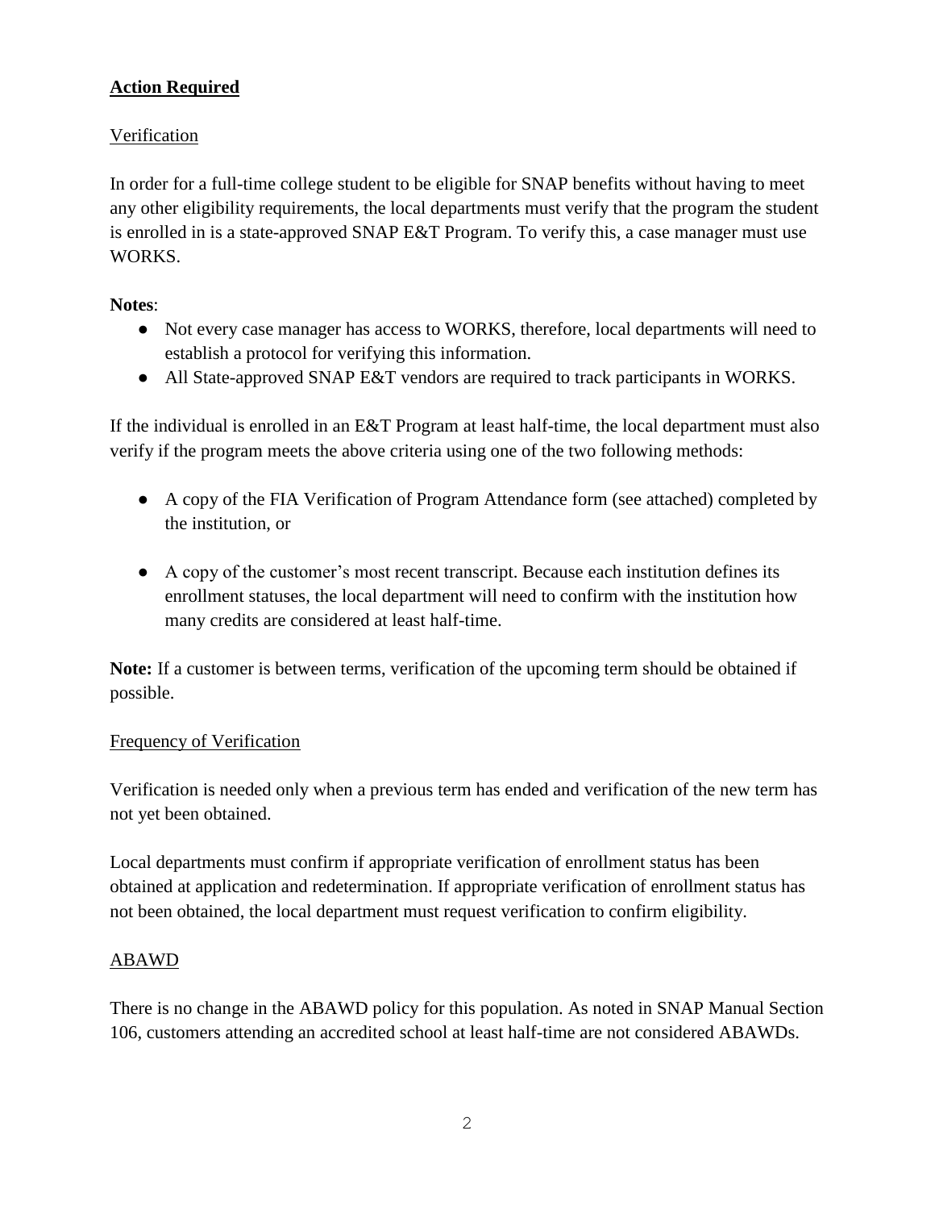## Action Required

### Verification

In order for a full-time college student to be eligible for SNAP benefits without having to meet any other eligibility requirements, the local departments must verify that the program the student is enrolled in is a state-approved SNAP E&T Program. To verify this, a case manager must use WORKS.

**Notes**:

- Not every case manager has access to WORKS, therefore, local departments will need to establish a protocol for verifying this information.
- All State-approved SNAP E&T vendors are required to track participants in WORKS.

If the individual is enrolled in an E&T Program at least half-time, the local department must also verify if the program meets the above criteria using one of the two following methods:

- A copy of the FIA Verification of Program Attendance form (see attached) completed by the institution, or
- A copy of the customer's most recent transcript. Because each institution defines its enrollment statuses, the local department will need to confirm with the institution how many credits are considered at least half-time.

**Note:** If a customer is between terms, verification of the upcoming term should be obtained if possible.

### Frequency of Verification

Verification is needed only when a previous term has ended and verification of the new term has not yet been obtained.

Local departments must confirm if appropriate verification of enrollment status has been obtained at application and redetermination. If appropriate verification of enrollment status has not been obtained, the local department must request verification to confirm eligibility.

### ABAWD

There is no change in the ABAWD policy for this population. As noted in SNAP Manual Section 106, customers attending an accredited school at least half-time are not considered ABAWDs.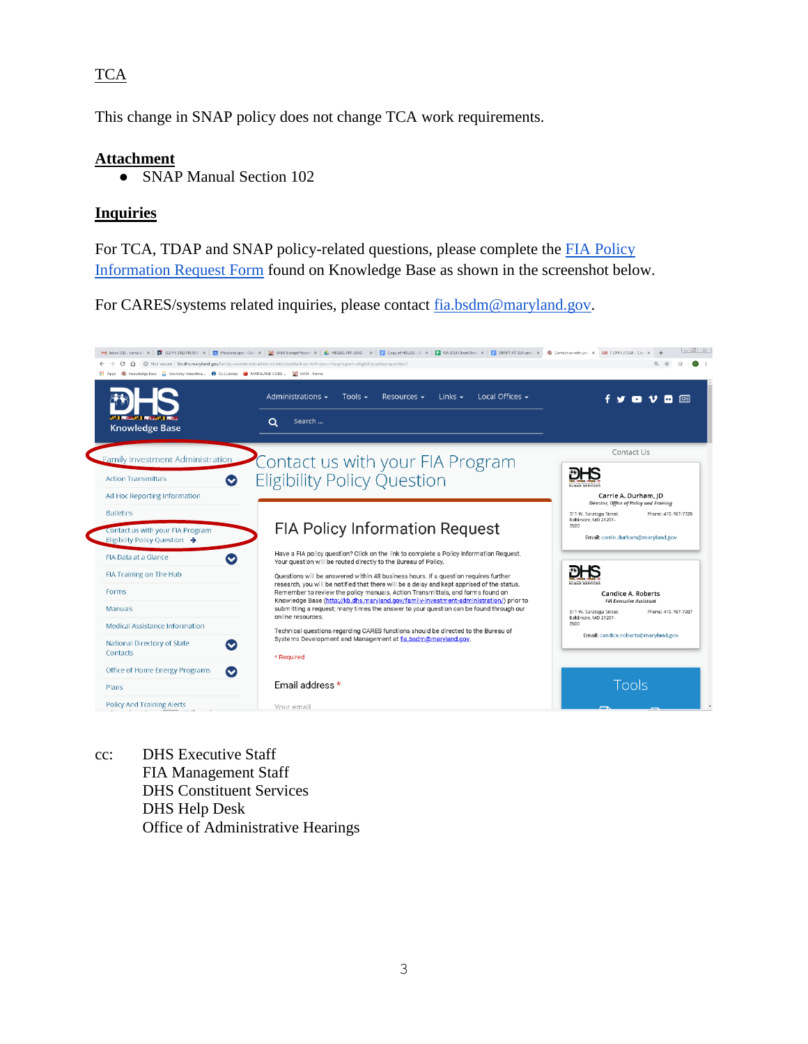TCA

This change in SNAP policy does not change TCA work requirements.

**Attachment**

- SNAP Manual Section 102

**Inquiries**

For TCA, TDAP and SNAP policy-related questions, please complete the FIA Policy Information Request Form found on Knowledge Base as shown in the screenshot below.

For CARES/systems related inquiries, please contact fia.bsdm@maryland.gov.

cc: DHS Executive Staff
FIA Management Staff
DHS Constituent Services
DHS Help Desk
Office of Administrative Hearings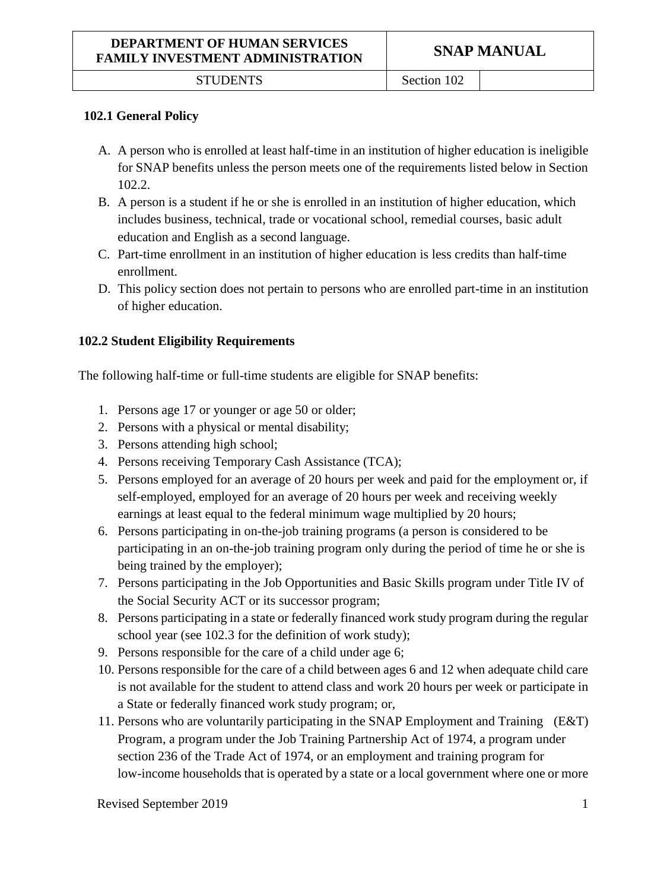## 102.1 General Policy

A. A person who is enrolled at least half-time in an institution of higher education is ineligible for SNAP benefits unless the person meets one of the requirements listed below in Section 102.2.

B. A person is a student if he or she is enrolled in an institution of higher education, which includes business, technical, trade or vocational school, remedial courses, basic adult education and English as a second language.

C. Part-time enrollment in an institution of higher education is less credits than half-time enrollment.

D. This policy section does not pertain to persons who are enrolled part-time in an institution of higher education.

## 102.2 Student Eligibility Requirements

The following half-time or full-time students are eligible for SNAP benefits:

1. Persons age 17 or younger or age 50 or older;
2. Persons with a physical or mental disability;
3. Persons attending high school;
4. Persons receiving Temporary Cash Assistance (TCA);
5. Persons employed for an average of 20 hours per week and paid for the employment or, if self-employed, employed for an average of 20 hours per week and receiving weekly earnings at least equal to the federal minimum wage multiplied by 20 hours;
6. Persons participating in on-the-job training programs (a person is considered to be participating in an on-the-job training program only during the period of time he or she is being trained by the employer);
7. Persons participating in the Job Opportunities and Basic Skills program under Title IV of the Social Security ACT or its successor program;
8. Persons participating in a state or federally financed work study program during the regular school year (see 102.3 for the definition of work study);
9. Persons responsible for the care of a child under age 6;
10. Persons responsible for the care of a child between ages 6 and 12 when adequate child care is not available for the student to attend class and work 20 hours per week or participate in a State or federally financed work study program; or,
11. Persons who are voluntarily participating in the SNAP Employment and Training (E&T) Program, a program under the Job Training Partnership Act of 1974, a program under section 236 of the Trade Act of 1974, or an employment and training program for low-income households that is operated by a state or a local government where one or more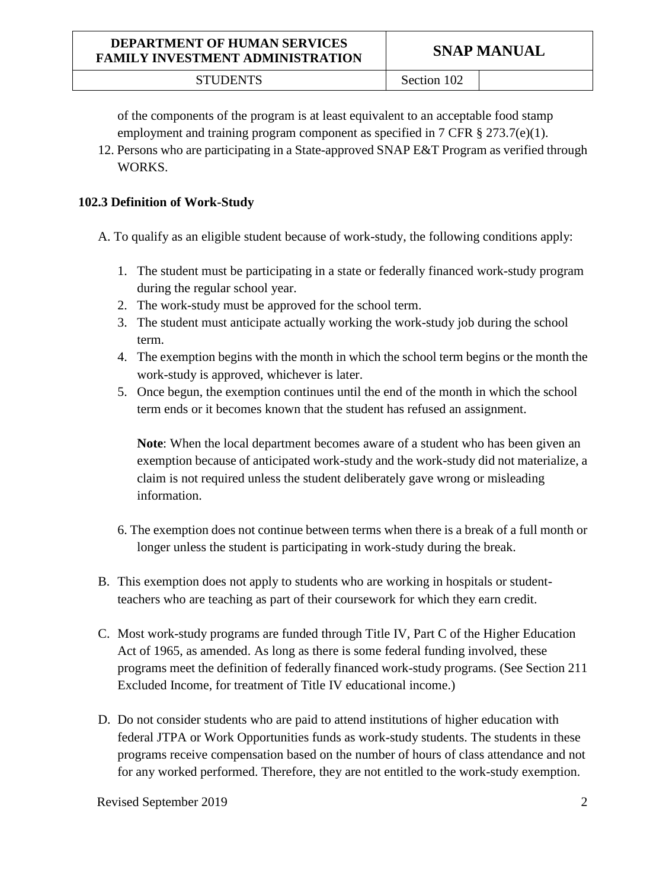of the components of the program is at least equivalent to an acceptable food stamp employment and training program component as specified in 7 CFR § 273.7(e)(1).

12. Persons who are participating in a State-approved SNAP E&T Program as verified through WORKS.

### 102.3 Definition of Work-Study

A. To qualify as an eligible student because of work-study, the following conditions apply:

1. The student must be participating in a state or federally financed work-study program during the regular school year.
2. The work-study must be approved for the school term.
3. The student must anticipate actually working the work-study job during the school term.
4. The exemption begins with the month in which the school term begins or the month the work-study is approved, whichever is later.
5. Once begun, the exemption continues until the end of the month in which the school term ends or it becomes known that the student has refused an assignment.

   **Note**: When the local department becomes aware of a student who has been given an exemption because of anticipated work-study and the work-study did not materialize, a claim is not required unless the student deliberately gave wrong or misleading information.

6. The exemption does not continue between terms when there is a break of a full month or longer unless the student is participating in work-study during the break.

B. This exemption does not apply to students who are working in hospitals or student-teachers who are teaching as part of their coursework for which they earn credit.

C. Most work-study programs are funded through Title IV, Part C of the Higher Education Act of 1965, as amended. As long as there is some federal funding involved, these programs meet the definition of federally financed work-study programs. (See Section 211 Excluded Income, for treatment of Title IV educational income.)

D. Do not consider students who are paid to attend institutions of higher education with federal JTPA or Work Opportunities funds as work-study students. The students in these programs receive compensation based on the number of hours of class attendance and not for any worked performed. Therefore, they are not entitled to the work-study exemption.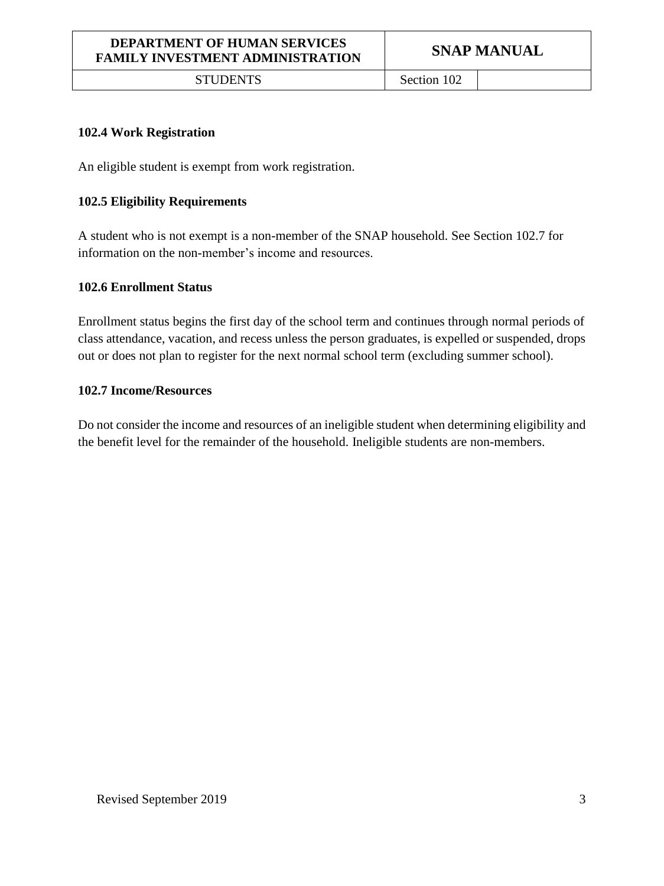### 102.4 Work Registration

An eligible student is exempt from work registration.

### 102.5 Eligibility Requirements

A student who is not exempt is a non-member of the SNAP household. See Section 102.7 for information on the non-member's income and resources.

### 102.6 Enrollment Status

Enrollment status begins the first day of the school term and continues through normal periods of class attendance, vacation, and recess unless the person graduates, is expelled or suspended, drops out or does not plan to register for the next normal school term (excluding summer school).

### 102.7 Income/Resources

Do not consider the income and resources of an ineligible student when determining eligibility and the benefit level for the remainder of the household. Ineligible students are non-members.